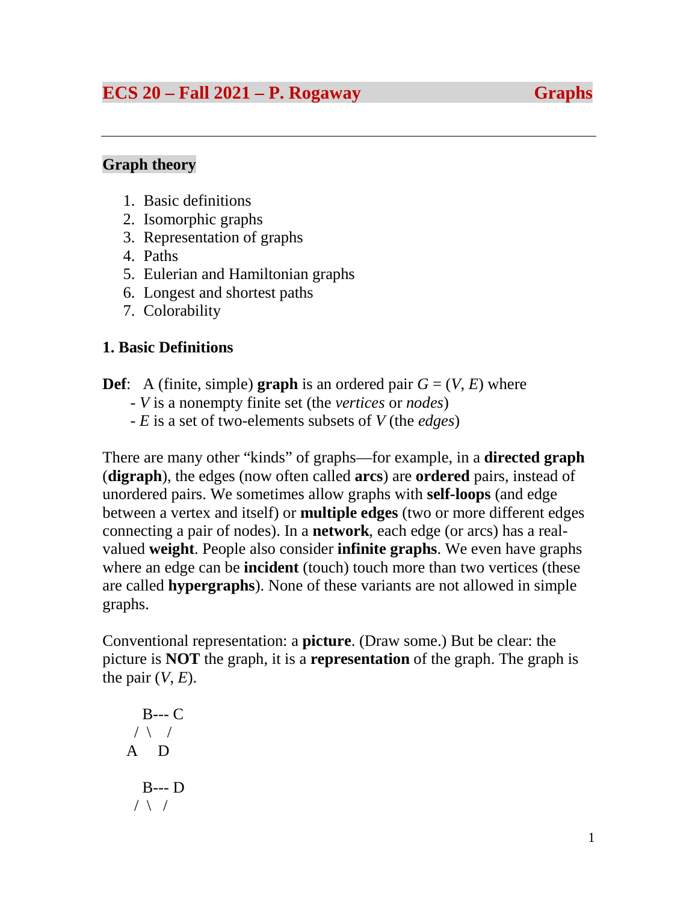# ECS 20 – Fall 2021 – P. Rogaway — Graphs

## Graph theory

1. Basic definitions
2. Isomorphic graphs
3. Representation of graphs
4. Paths
5. Eulerian and Hamiltonian graphs
6. Longest and shortest paths
7. Colorability

### 1. Basic Definitions

**Def**: A (finite, simple) **graph** is an ordered pair $G = (V, E)$ where
- $V$ is a nonempty finite set (the *vertices* or *nodes*)
- $E$ is a set of two-elements subsets of $V$ (the *edges*)

There are many other "kinds" of graphs—for example, in a **directed graph** (**digraph**), the edges (now often called **arcs**) are **ordered** pairs, instead of unordered pairs. We sometimes allow graphs with **self-loops** (and edge between a vertex and itself) or **multiple edges** (two or more different edges connecting a pair of nodes). In a **network**, each edge (or arcs) has a real-valued **weight**. People also consider **infinite graphs**. We even have graphs where an edge can be **incident** (touch) touch more than two vertices (these are called **hypergraphs**). None of these variants are not allowed in simple graphs.

Conventional representation: a **picture**. (Draw some.) But be clear: the picture is **NOT** the graph, it is a **representation** of the graph. The graph is the pair $(V, E)$.

```
   B--- C
  / \   /
 A    D

   B--- D
  / \  /
```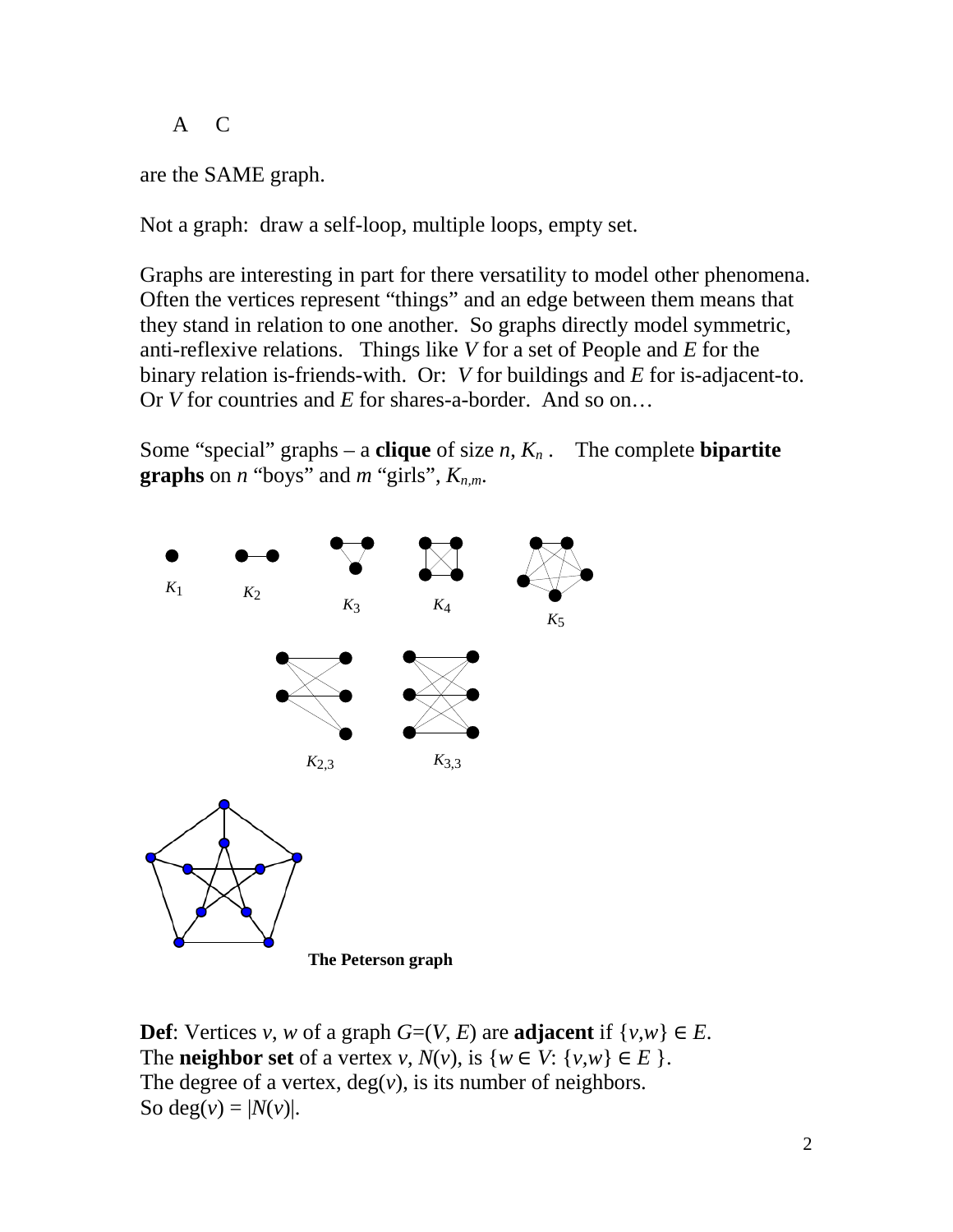A C

are the SAME graph.

Not a graph: draw a self-loop, multiple loops, empty set.

Graphs are interesting in part for there versatility to model other phenomena. Often the vertices represent "things" and an edge between them means that they stand in relation to one another. So graphs directly model symmetric, anti-reflexive relations. Things like $V$ for a set of People and $E$ for the binary relation is-friends-with. Or: $V$ for buildings and $E$ for is-adjacent-to. Or $V$ for countries and $E$ for shares-a-border. And so on…

Some "special" graphs – a **clique** of size $n$, $K_n$ . The complete **bipartite graphs** on $n$ "boys" and $m$ "girls", $K_{n,m}$.

$K_1$ $K_2$ $K_3$ $K_4$ $K_5$

$K_{2,3}$ $K_{3,3}$

**The Peterson graph**

**Def**: Vertices $v$, $w$ of a graph $G=(V, E)$ are **adjacent** if $\{v,w\} \in E$.
The **neighbor set** of a vertex $v$, $N(v)$, is $\{w \in V: \{v,w\} \in E \}$.
The degree of a vertex, $\deg(v)$, is its number of neighbors.
So $\deg(v) = |N(v)|$.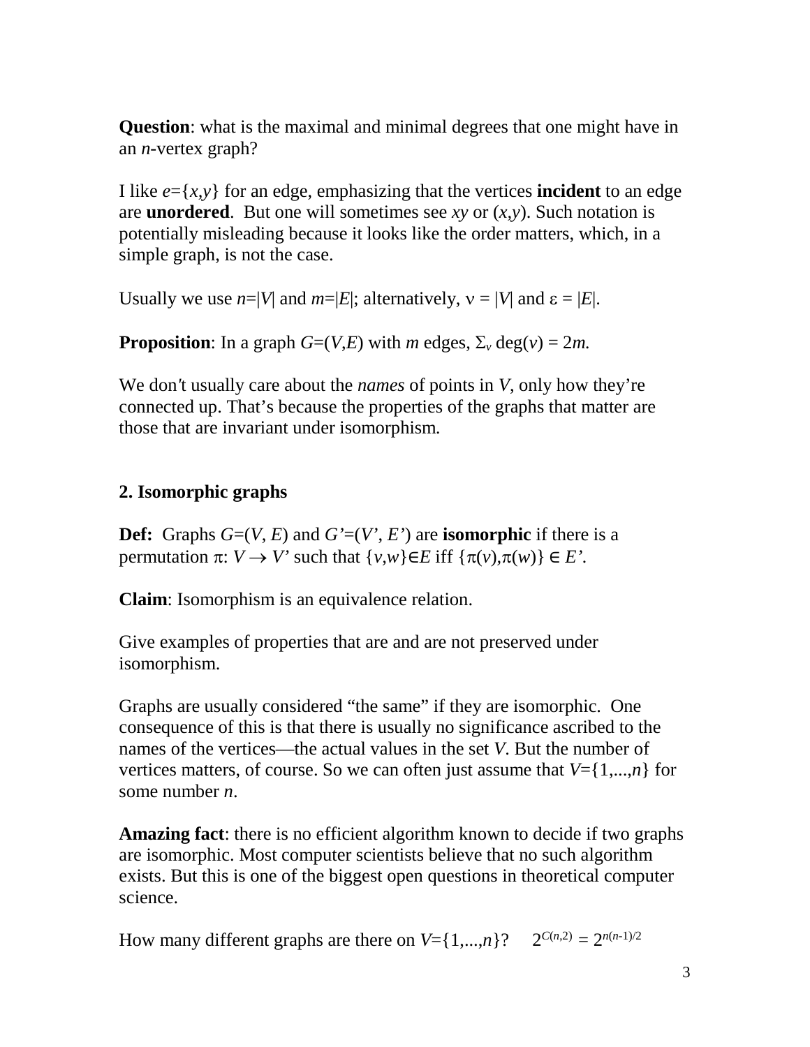**Question**: what is the maximal and minimal degrees that one might have in an *n*-vertex graph?

I like $e=\{x,y\}$ for an edge, emphasizing that the vertices **incident** to an edge are **unordered**. But one will sometimes see *xy* or $(x,y)$. Such notation is potentially misleading because it looks like the order matters, which, in a simple graph, is not the case.

Usually we use $n=|V|$ and $m=|E|$; alternatively, $\nu = |V|$ and $\varepsilon = |E|$.

**Proposition**: In a graph $G=(V,E)$ with *m* edges, $\Sigma_v \deg(v) = 2m$.

We don't usually care about the *names* of points in *V*, only how they're connected up. That's because the properties of the graphs that matter are those that are invariant under isomorphism.

## 2. Isomorphic graphs

**Def:** Graphs $G=(V, E)$ and $G'=(V', E')$ are **isomorphic** if there is a permutation $\pi: V \rightarrow V'$ such that $\{v,w\} \in E$ iff $\{\pi(v),\pi(w)\} \in E'$.

**Claim**: Isomorphism is an equivalence relation.

Give examples of properties that are and are not preserved under isomorphism.

Graphs are usually considered "the same" if they are isomorphic. One consequence of this is that there is usually no significance ascribed to the names of the vertices—the actual values in the set *V*. But the number of vertices matters, of course. So we can often just assume that $V=\{1,...,n\}$ for some number *n*.

**Amazing fact**: there is no efficient algorithm known to decide if two graphs are isomorphic. Most computer scientists believe that no such algorithm exists. But this is one of the biggest open questions in theoretical computer science.

How many different graphs are there on $V=\{1,...,n\}$? $2^{C(n,2)} = 2^{n(n-1)/2}$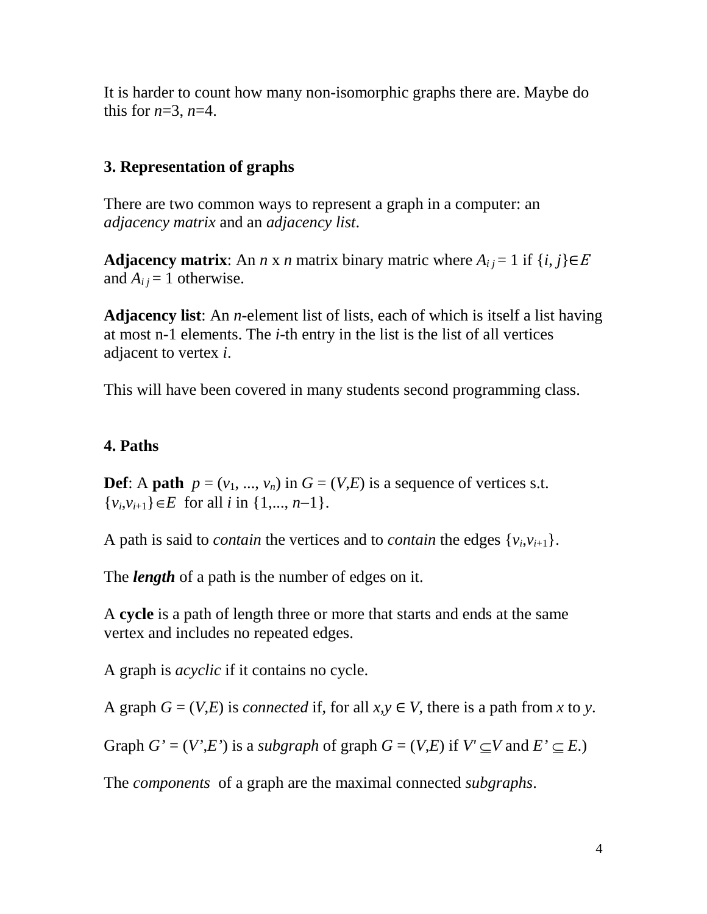It is harder to count how many non-isomorphic graphs there are. Maybe do this for $n$=3, $n$=4.

### 3. Representation of graphs

There are two common ways to represent a graph in a computer: an *adjacency matrix* and an *adjacency list*.

**Adjacency matrix**: An $n$ x $n$ matrix binary matric where $A_{ij} = 1$ if $\{i, j\} \in E$ and $A_{ij} = 1$ otherwise.

**Adjacency list**: An $n$-element list of lists, each of which is itself a list having at most n-1 elements. The $i$-th entry in the list is the list of all vertices adjacent to vertex $i$.

This will have been covered in many students second programming class.

### 4. Paths

**Def**: A **path** $p = (v_1, ..., v_n)$ in $G = (V,E)$ is a sequence of vertices s.t. $\{v_i,v_{i+1}\} \in E$ for all $i$ in $\{1,..., n-1\}$.

A path is said to *contain* the vertices and to *contain* the edges $\{v_i,v_{i+1}\}$.

The ***length*** of a path is the number of edges on it.

A **cycle** is a path of length three or more that starts and ends at the same vertex and includes no repeated edges.

A graph is *acyclic* if it contains no cycle.

A graph $G = (V,E)$ is *connected* if, for all $x,y \in V$, there is a path from $x$ to $y$.

Graph $G' = (V',E')$ is a *subgraph* of graph $G = (V,E)$ if $V' \subseteq V$ and $E' \subseteq E$.)

The *components* of a graph are the maximal connected *subgraphs*.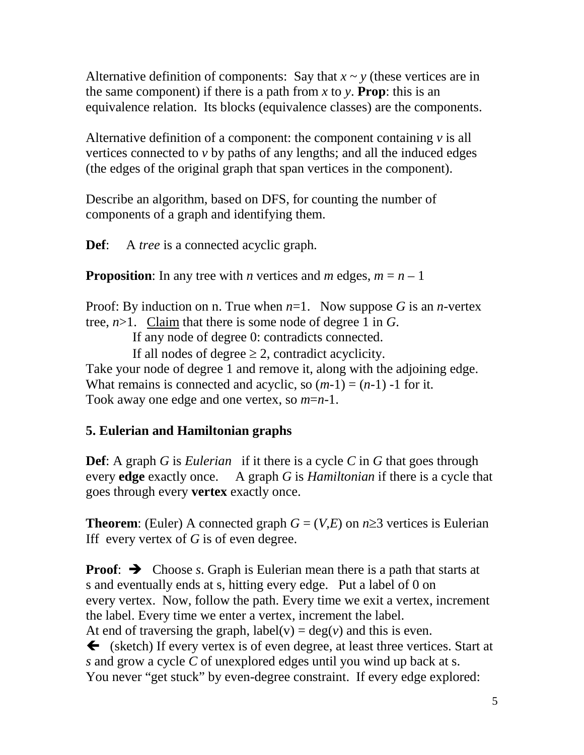Alternative definition of components: Say that $x \sim y$ (these vertices are in the same component) if there is a path from $x$ to $y$. **Prop**: this is an equivalence relation. Its blocks (equivalence classes) are the components.

Alternative definition of a component: the component containing $v$ is all vertices connected to $v$ by paths of any lengths; and all the induced edges (the edges of the original graph that span vertices in the component).

Describe an algorithm, based on DFS, for counting the number of components of a graph and identifying them.

**Def**: A *tree* is a connected acyclic graph.

**Proposition**: In any tree with $n$ vertices and $m$ edges, $m = n - 1$

Proof: By induction on n. True when $n=1$. Now suppose $G$ is an $n$-vertex tree, $n>1$. <u>Claim</u> that there is some node of degree 1 in $G$.

If any node of degree 0: contradicts connected.

If all nodes of degree $\geq 2$, contradict acyclicity.

Take your node of degree 1 and remove it, along with the adjoining edge. What remains is connected and acyclic, so $(m-1) = (n-1) -1$ for it. Took away one edge and one vertex, so $m=n-1$.

## 5. Eulerian and Hamiltonian graphs

**Def**: A graph $G$ is *Eulerian* if it there is a cycle $C$ in $G$ that goes through every **edge** exactly once. A graph $G$ is *Hamiltonian* if there is a cycle that goes through every **vertex** exactly once.

**Theorem**: (Euler) A connected graph $G = (V,E)$ on $n\geq 3$ vertices is Eulerian Iff every vertex of $G$ is of even degree.

**Proof**: ➔ Choose $s$. Graph is Eulerian mean there is a path that starts at s and eventually ends at s, hitting every edge. Put a label of 0 on every vertex. Now, follow the path. Every time we exit a vertex, increment the label. Every time we enter a vertex, increment the label. At end of traversing the graph, $\text{label}(v) = \deg(v)$ and this is even.

🡐 (sketch) If every vertex is of even degree, at least three vertices. Start at $s$ and grow a cycle $C$ of unexplored edges until you wind up back at s. You never "get stuck" by even-degree constraint. If every edge explored: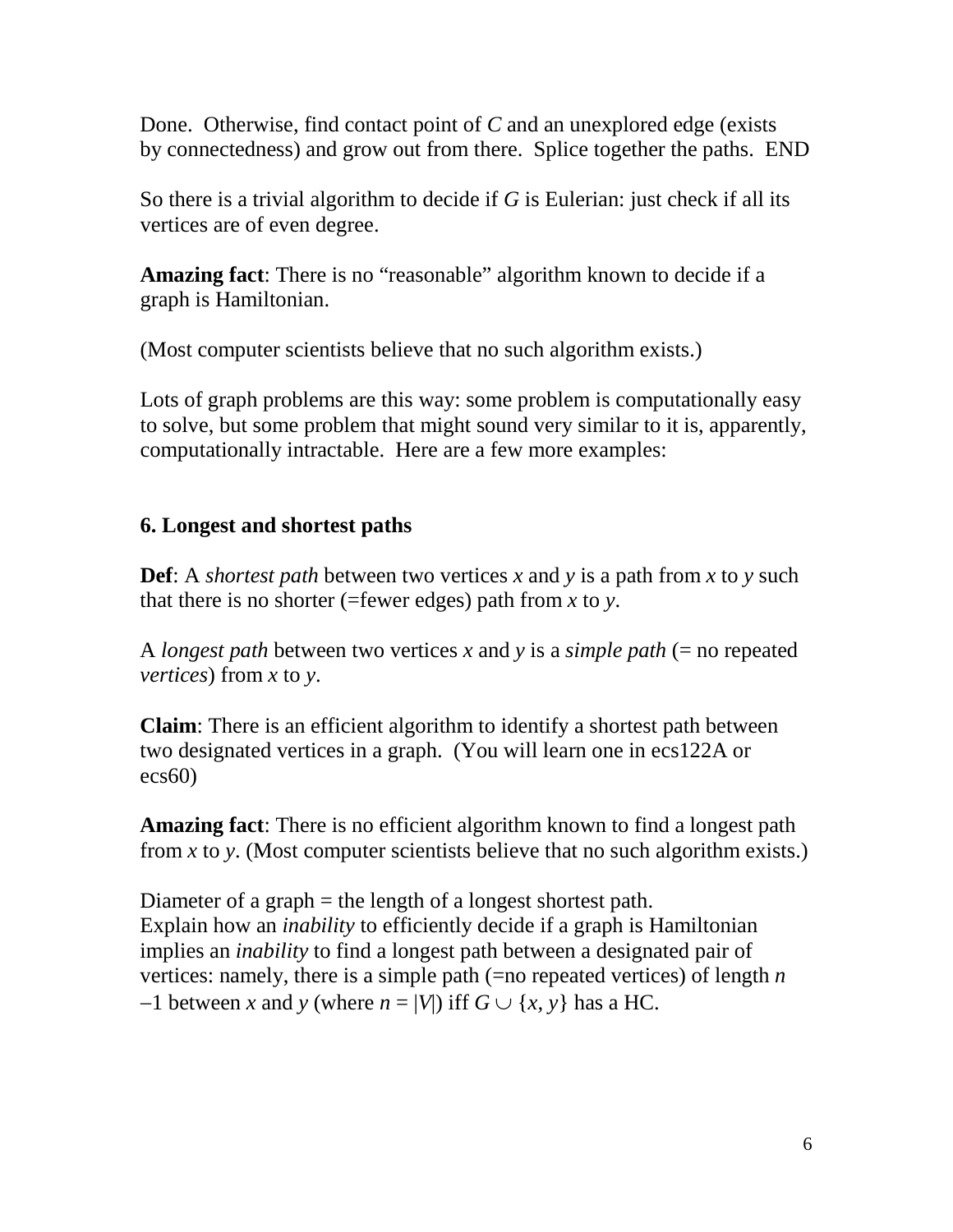Done. Otherwise, find contact point of $C$ and an unexplored edge (exists by connectedness) and grow out from there. Splice together the paths. END

So there is a trivial algorithm to decide if $G$ is Eulerian: just check if all its vertices are of even degree.

**Amazing fact**: There is no "reasonable" algorithm known to decide if a graph is Hamiltonian.

(Most computer scientists believe that no such algorithm exists.)

Lots of graph problems are this way: some problem is computationally easy to solve, but some problem that might sound very similar to it is, apparently, computationally intractable. Here are a few more examples:

### 6. Longest and shortest paths

**Def**: A *shortest path* between two vertices $x$ and $y$ is a path from $x$ to $y$ such that there is no shorter (=fewer edges) path from $x$ to $y$.

A *longest path* between two vertices $x$ and $y$ is a *simple path* (= no repeated *vertices*) from $x$ to $y$.

**Claim**: There is an efficient algorithm to identify a shortest path between two designated vertices in a graph. (You will learn one in ecs122A or ecs60)

**Amazing fact**: There is no efficient algorithm known to find a longest path from $x$ to $y$. (Most computer scientists believe that no such algorithm exists.)

Diameter of a graph = the length of a longest shortest path.
Explain how an *inability* to efficiently decide if a graph is Hamiltonian implies an *inability* to find a longest path between a designated pair of vertices: namely, there is a simple path (=no repeated vertices) of length $n - 1$ between $x$ and $y$ (where $n = |V|$) iff $G \cup \{x, y\}$ has a HC.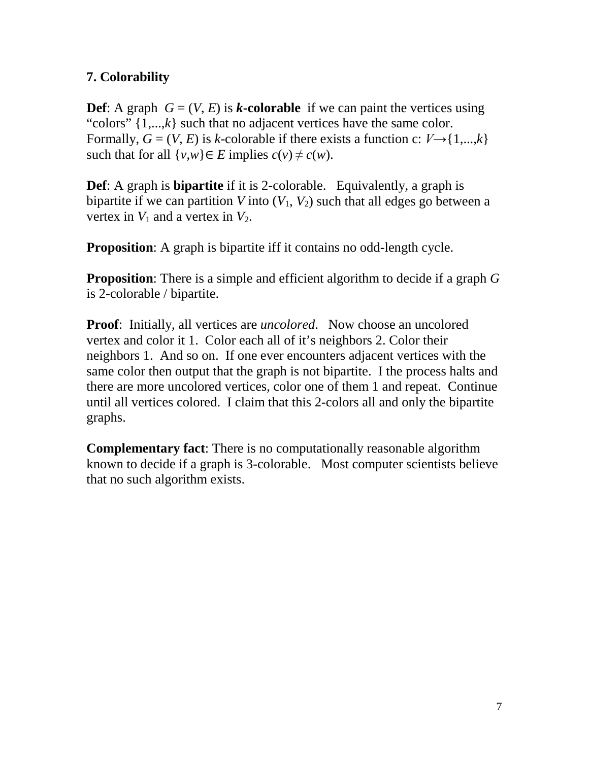### 7. Colorability

**Def**: A graph $G = (V, E)$ is ***k*-colorable** if we can paint the vertices using "colors" $\{1,...,k\}$ such that no adjacent vertices have the same color. Formally, $G = (V, E)$ is $k$-colorable if there exists a function c: $V \rightarrow \{1,...,k\}$ such that for all $\{v,w\} \in E$ implies $c(v) \neq c(w)$.

**Def**: A graph is **bipartite** if it is 2-colorable. Equivalently, a graph is bipartite if we can partition $V$ into $(V_1, V_2)$ such that all edges go between a vertex in $V_1$ and a vertex in $V_2$.

**Proposition**: A graph is bipartite iff it contains no odd-length cycle.

**Proposition**: There is a simple and efficient algorithm to decide if a graph $G$ is 2-colorable / bipartite.

**Proof**: Initially, all vertices are *uncolored*. Now choose an uncolored vertex and color it 1. Color each all of it's neighbors 2. Color their neighbors 1. And so on. If one ever encounters adjacent vertices with the same color then output that the graph is not bipartite. I the process halts and there are more uncolored vertices, color one of them 1 and repeat. Continue until all vertices colored. I claim that this 2-colors all and only the bipartite graphs.

**Complementary fact**: There is no computationally reasonable algorithm known to decide if a graph is 3-colorable. Most computer scientists believe that no such algorithm exists.